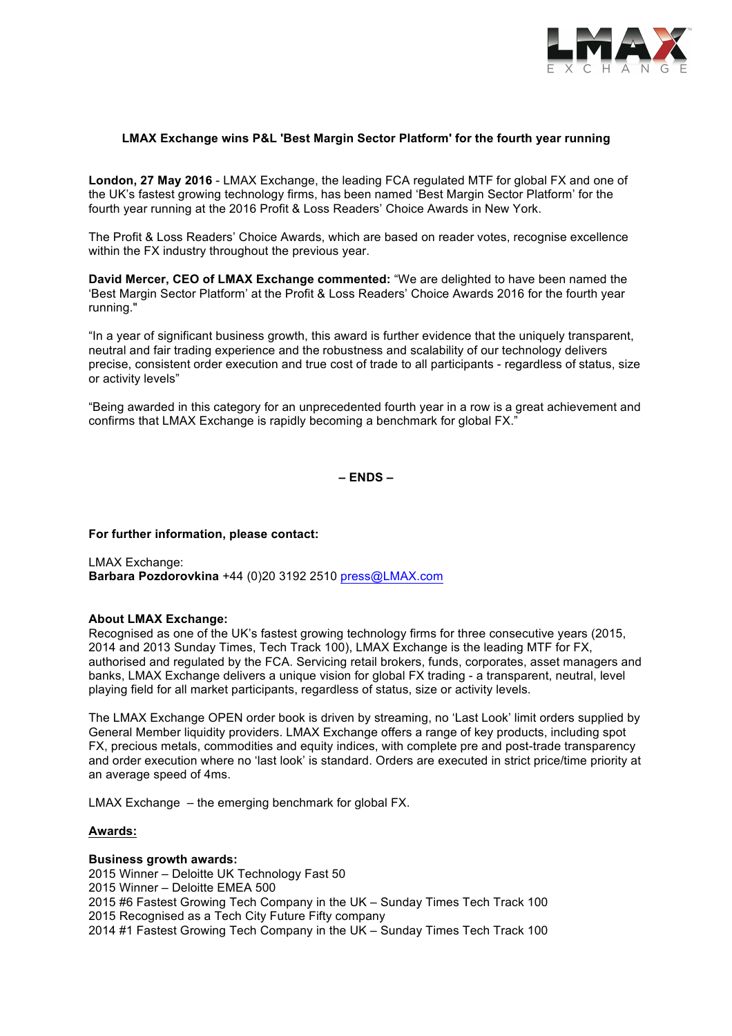### LMAX Exchange wins P&L 'Best Margin Sector Platform' for the fourth year running

**London, 27 May 2016** - LMAX Exchange, the leading FCA regulated MTF for global FX and one of the UK's fastest growing technology firms, has been named 'Best Margin Sector Platform' for the fourth year running at the 2016 Profit & Loss Readers' Choice Awards in New York.

The Profit & Loss Readers' Choice Awards, which are based on reader votes, recognise excellence within the FX industry throughout the previous year.

**David Mercer, CEO of LMAX Exchange commented:** "We are delighted to have been named the 'Best Margin Sector Platform' at the Profit & Loss Readers' Choice Awards 2016 for the fourth year running."

"In a year of significant business growth, this award is further evidence that the uniquely transparent, neutral and fair trading experience and the robustness and scalability of our technology delivers precise, consistent order execution and true cost of trade to all participants - regardless of status, size or activity levels"

"Being awarded in this category for an unprecedented fourth year in a row is a great achievement and confirms that LMAX Exchange is rapidly becoming a benchmark for global FX."

**– ENDS –**

**For further information, please contact:**

LMAX Exchange:
**Barbara Pozdorovkina** +44 (0)20 3192 2510 press@LMAX.com

**About LMAX Exchange:**
Recognised as one of the UK's fastest growing technology firms for three consecutive years (2015, 2014 and 2013 Sunday Times, Tech Track 100), LMAX Exchange is the leading MTF for FX, authorised and regulated by the FCA. Servicing retail brokers, funds, corporates, asset managers and banks, LMAX Exchange delivers a unique vision for global FX trading - a transparent, neutral, level playing field for all market participants, regardless of status, size or activity levels.

The LMAX Exchange OPEN order book is driven by streaming, no 'Last Look' limit orders supplied by General Member liquidity providers. LMAX Exchange offers a range of key products, including spot FX, precious metals, commodities and equity indices, with complete pre and post-trade transparency and order execution where no 'last look' is standard. Orders are executed in strict price/time priority at an average speed of 4ms.

LMAX Exchange – the emerging benchmark for global FX.

**Awards:**

**Business growth awards:**
2015 Winner – Deloitte UK Technology Fast 50
2015 Winner – Deloitte EMEA 500
2015 #6 Fastest Growing Tech Company in the UK – Sunday Times Tech Track 100
2015 Recognised as a Tech City Future Fifty company
2014 #1 Fastest Growing Tech Company in the UK – Sunday Times Tech Track 100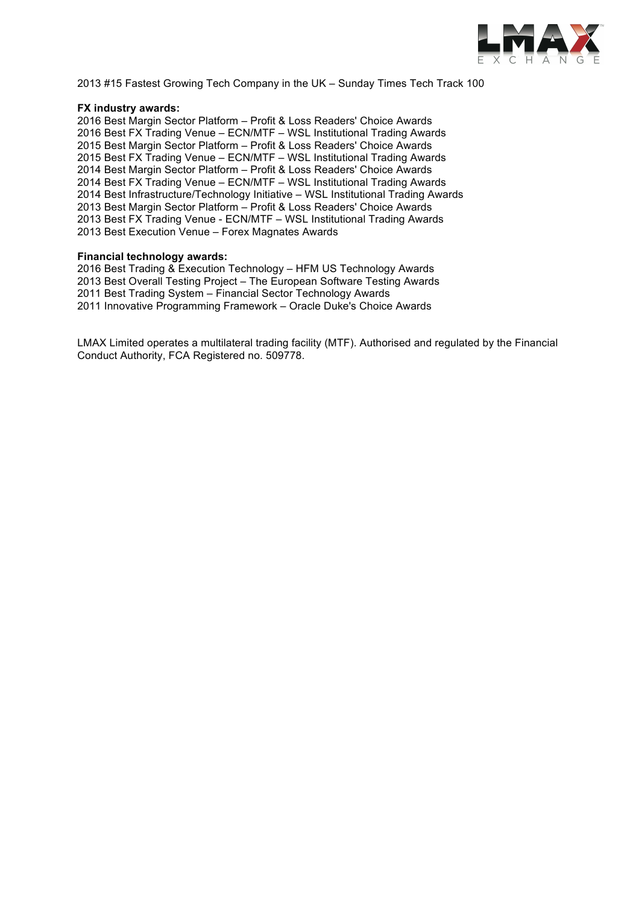2013 #15 Fastest Growing Tech Company in the UK – Sunday Times Tech Track 100

**FX industry awards:**
2016 Best Margin Sector Platform – Profit & Loss Readers' Choice Awards
2016 Best FX Trading Venue – ECN/MTF – WSL Institutional Trading Awards
2015 Best Margin Sector Platform – Profit & Loss Readers' Choice Awards
2015 Best FX Trading Venue – ECN/MTF – WSL Institutional Trading Awards
2014 Best Margin Sector Platform – Profit & Loss Readers' Choice Awards
2014 Best FX Trading Venue – ECN/MTF – WSL Institutional Trading Awards
2014 Best Infrastructure/Technology Initiative – WSL Institutional Trading Awards
2013 Best Margin Sector Platform – Profit & Loss Readers' Choice Awards
2013 Best FX Trading Venue - ECN/MTF – WSL Institutional Trading Awards
2013 Best Execution Venue – Forex Magnates Awards

**Financial technology awards:**
2016 Best Trading & Execution Technology – HFM US Technology Awards
2013 Best Overall Testing Project – The European Software Testing Awards
2011 Best Trading System – Financial Sector Technology Awards
2011 Innovative Programming Framework – Oracle Duke's Choice Awards

LMAX Limited operates a multilateral trading facility (MTF). Authorised and regulated by the Financial Conduct Authority, FCA Registered no. 509778.